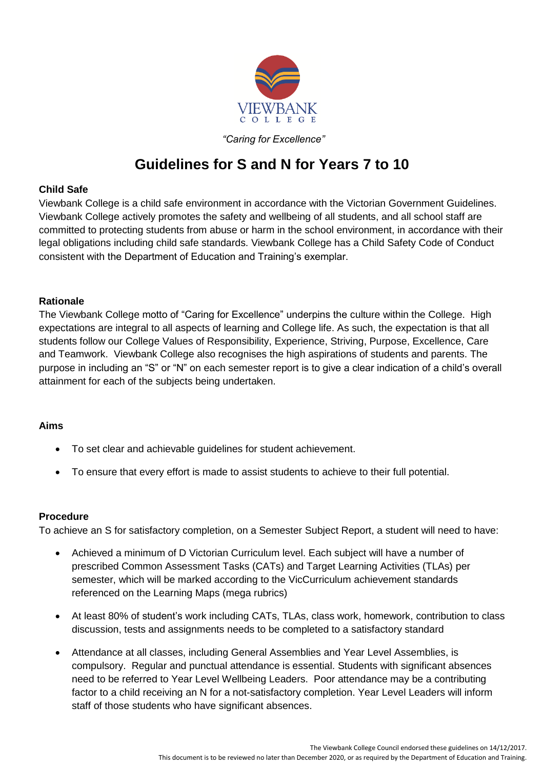VIEWBANK COLLEGE

*"Caring for Excellence"*

# Guidelines for S and N for Years 7 to 10

**Child Safe**

Viewbank College is a child safe environment in accordance with the Victorian Government Guidelines. Viewbank College actively promotes the safety and wellbeing of all students, and all school staff are committed to protecting students from abuse or harm in the school environment, in accordance with their legal obligations including child safe standards. Viewbank College has a Child Safety Code of Conduct consistent with the Department of Education and Training's exemplar.

**Rationale**

The Viewbank College motto of "Caring for Excellence" underpins the culture within the College. High expectations are integral to all aspects of learning and College life. As such, the expectation is that all students follow our College Values of Responsibility, Experience, Striving, Purpose, Excellence, Care and Teamwork. Viewbank College also recognises the high aspirations of students and parents. The purpose in including an "S" or "N" on each semester report is to give a clear indication of a child's overall attainment for each of the subjects being undertaken.

**Aims**

- To set clear and achievable guidelines for student achievement.
- To ensure that every effort is made to assist students to achieve to their full potential.

**Procedure**

To achieve an S for satisfactory completion, on a Semester Subject Report, a student will need to have:

- Achieved a minimum of D Victorian Curriculum level. Each subject will have a number of prescribed Common Assessment Tasks (CATs) and Target Learning Activities (TLAs) per semester, which will be marked according to the VicCurriculum achievement standards referenced on the Learning Maps (mega rubrics)
- At least 80% of student's work including CATs, TLAs, class work, homework, contribution to class discussion, tests and assignments needs to be completed to a satisfactory standard
- Attendance at all classes, including General Assemblies and Year Level Assemblies, is compulsory. Regular and punctual attendance is essential. Students with significant absences need to be referred to Year Level Wellbeing Leaders. Poor attendance may be a contributing factor to a child receiving an N for a not-satisfactory completion. Year Level Leaders will inform staff of those students who have significant absences.

The Viewbank College Council endorsed these guidelines on 14/12/2017.
This document is to be reviewed no later than December 2020, or as required by the Department of Education and Training.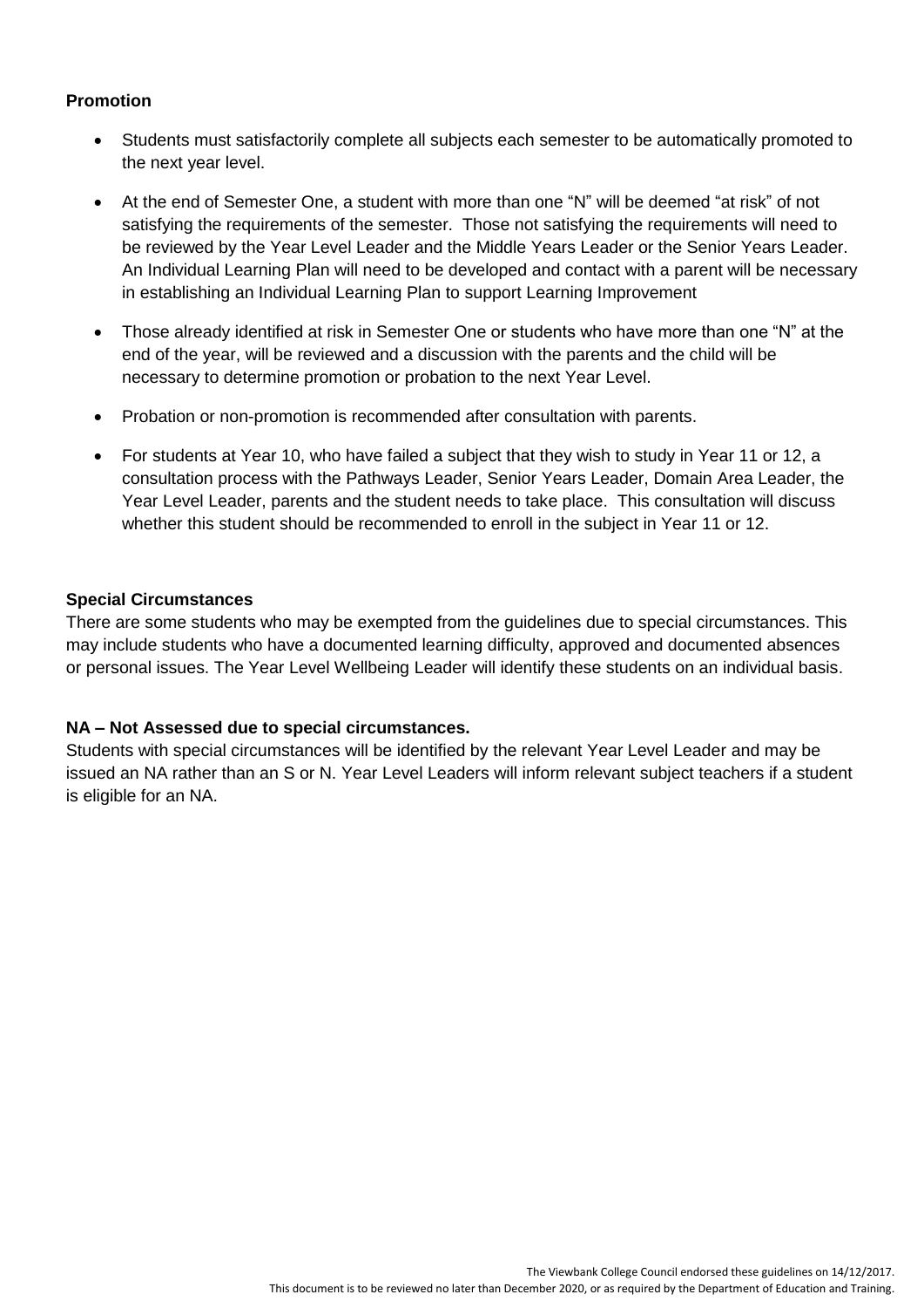**Promotion**

- Students must satisfactorily complete all subjects each semester to be automatically promoted to the next year level.
- At the end of Semester One, a student with more than one "N" will be deemed "at risk" of not satisfying the requirements of the semester. Those not satisfying the requirements will need to be reviewed by the Year Level Leader and the Middle Years Leader or the Senior Years Leader. An Individual Learning Plan will need to be developed and contact with a parent will be necessary in establishing an Individual Learning Plan to support Learning Improvement
- Those already identified at risk in Semester One or students who have more than one "N" at the end of the year, will be reviewed and a discussion with the parents and the child will be necessary to determine promotion or probation to the next Year Level.
- Probation or non-promotion is recommended after consultation with parents.
- For students at Year 10, who have failed a subject that they wish to study in Year 11 or 12, a consultation process with the Pathways Leader, Senior Years Leader, Domain Area Leader, the Year Level Leader, parents and the student needs to take place. This consultation will discuss whether this student should be recommended to enroll in the subject in Year 11 or 12.

**Special Circumstances**

There are some students who may be exempted from the guidelines due to special circumstances. This may include students who have a documented learning difficulty, approved and documented absences or personal issues. The Year Level Wellbeing Leader will identify these students on an individual basis.

**NA – Not Assessed due to special circumstances.**

Students with special circumstances will be identified by the relevant Year Level Leader and may be issued an NA rather than an S or N. Year Level Leaders will inform relevant subject teachers if a student is eligible for an NA.

The Viewbank College Council endorsed these guidelines on 14/12/2017.
This document is to be reviewed no later than December 2020, or as required by the Department of Education and Training.